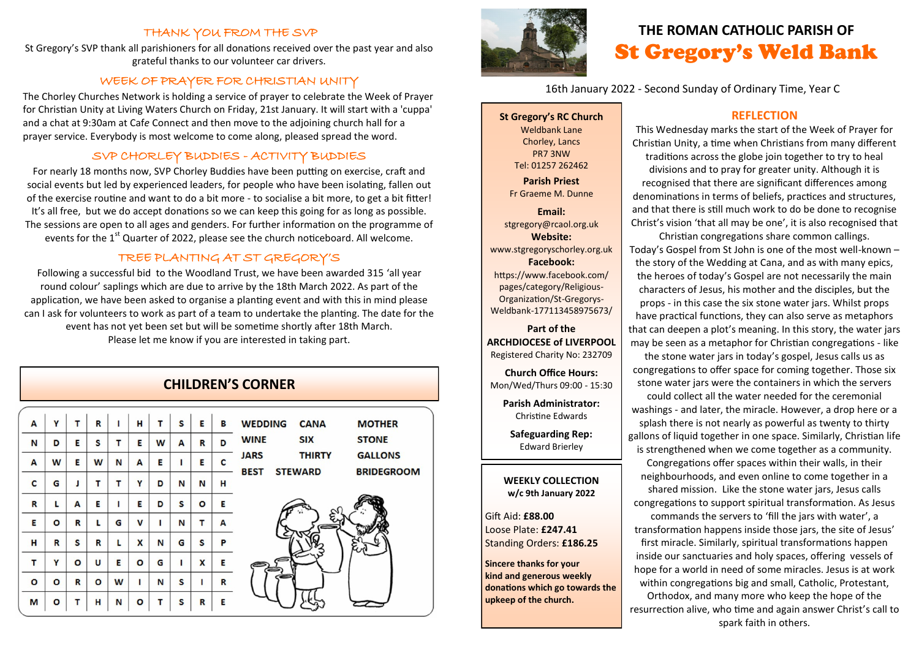## THE ROMAN CATHOLIC PARISH OF

# St Gregory's Weld Bank

16th January 2022 - Second Sunday of Ordinary Time, Year C

## THANK YOU FROM THE SVP

St Gregory's SVP thank all parishioners for all donations received over the past year and also grateful thanks to our volunteer car drivers.

## WEEK OF PRAYER FOR CHRISTIAN UNITY

The Chorley Churches Network is holding a service of prayer to celebrate the Week of Prayer for Christian Unity at Living Waters Church on Friday, 21st January. It will start with a 'cuppa' and a chat at 9:30am at Cafe Connect and then move to the adjoining church hall for a prayer service. Everybody is most welcome to come along, pleased spread the word.

## SVP CHORLEY BUDDIES - ACTIVITY BUDDIES

For nearly 18 months now, SVP Chorley Buddies have been putting on exercise, craft and social events but led by experienced leaders, for people who have been isolating, fallen out of the exercise routine and want to do a bit more - to socialise a bit more, to get a bit fitter! It's all free, but we do accept donations so we can keep this going for as long as possible. The sessions are open to all ages and genders. For further information on the programme of events for the 1st Quarter of 2022, please see the church noticeboard. All welcome.

## TREE PLANTING AT ST GREGORY'S

Following a successful bid to the Woodland Trust, we have been awarded 315 'all year round colour' saplings which are due to arrive by the 18th March 2022. As part of the application, we have been asked to organise a planting event and with this in mind please can I ask for volunteers to work as part of a team to undertake the planting. The date for the event has not yet been set but will be sometime shortly after 18th March.
Please let me know if you are interested in taking part.

## CHILDREN'S CORNER

| | | | | | | | | | |
|---|---|---|---|---|---|---|---|---|---|
| A | Y | T | R | I | H | T | S | E | B |
| N | D | E | S | T | E | W | A | R | D |
| A | W | E | W | N | A | E | I | E | C |
| C | G | J | T | T | Y | D | N | N | H |
| R | L | A | E | I | E | D | S | O | E |
| E | O | R | L | G | V | I | N | T | A |
| H | R | S | R | L | X | N | G | S | P |
| T | Y | O | U | E | O | G | I | X | E |
| O | O | R | O | W | I | N | S | I | R |
| M | O | T | H | N | O | T | S | R | E |

WEDDING, CANA, MOTHER, WINE, SIX, STONE, JARS, THIRTY, GALLONS, BEST, STEWARD, BRIDEGROOM

**St Gregory's RC Church**
Weldbank Lane
Chorley, Lancs
PR7 3NW
Tel: 01257 262462

**Parish Priest**
Fr Graeme M. Dunne

**Email:**
stgregory@rcaol.org.uk

**Website:**
www.stgregoryschorley.org.uk

**Facebook:**
https://www.facebook.com/pages/category/Religious-Organization/St-Gregorys-Weldbank-177113458975673/

**Part of the ARCHDIOCESE of LIVERPOOL**
Registered Charity No: 232709

**Church Office Hours:**
Mon/Wed/Thurs 09:00 - 15:30

**Parish Administrator:**
Christine Edwards

**Safeguarding Rep:**
Edward Brierley

**WEEKLY COLLECTION**
**w/c 9th January 2022**

Gift Aid: **£88.00**
Loose Plate: **£247.41**
Standing Orders: **£186.25**

**Sincere thanks for your kind and generous weekly donations which go towards the upkeep of the church.**

## REFLECTION

This Wednesday marks the start of the Week of Prayer for Christian Unity, a time when Christians from many different traditions across the globe join together to try to heal divisions and to pray for greater unity. Although it is recognised that there are significant differences among denominations in terms of beliefs, practices and structures, and that there is still much work to do be done to recognise Christ's vision 'that all may be one', it is also recognised that Christian congregations share common callings. Today's Gospel from St John is one of the most well-known – the story of the Wedding at Cana, and as with many epics, the heroes of today's Gospel are not necessarily the main characters of Jesus, his mother and the disciples, but the props - in this case the six stone water jars. Whilst props have practical functions, they can also serve as metaphors that can deepen a plot's meaning. In this story, the water jars may be seen as a metaphor for Christian congregations - like the stone water jars in today's gospel, Jesus calls us as congregations to offer space for coming together. Those six stone water jars were the containers in which the servers could collect all the water needed for the ceremonial washings - and later, the miracle. However, a drop here or a splash there is not nearly as powerful as twenty to thirty gallons of liquid together in one space. Similarly, Christian life is strengthened when we come together as a community. Congregations offer spaces within their walls, in their neighbourhoods, and even online to come together in a shared mission. Like the stone water jars, Jesus calls congregations to support spiritual transformation. As Jesus commands the servers to 'fill the jars with water', a transformation happens inside those jars, the site of Jesus' first miracle. Similarly, spiritual transformations happen inside our sanctuaries and holy spaces, offering vessels of hope for a world in need of some miracles. Jesus is at work within congregations big and small, Catholic, Protestant, Orthodox, and many more who keep the hope of the resurrection alive, who time and again answer Christ's call to spark faith in others.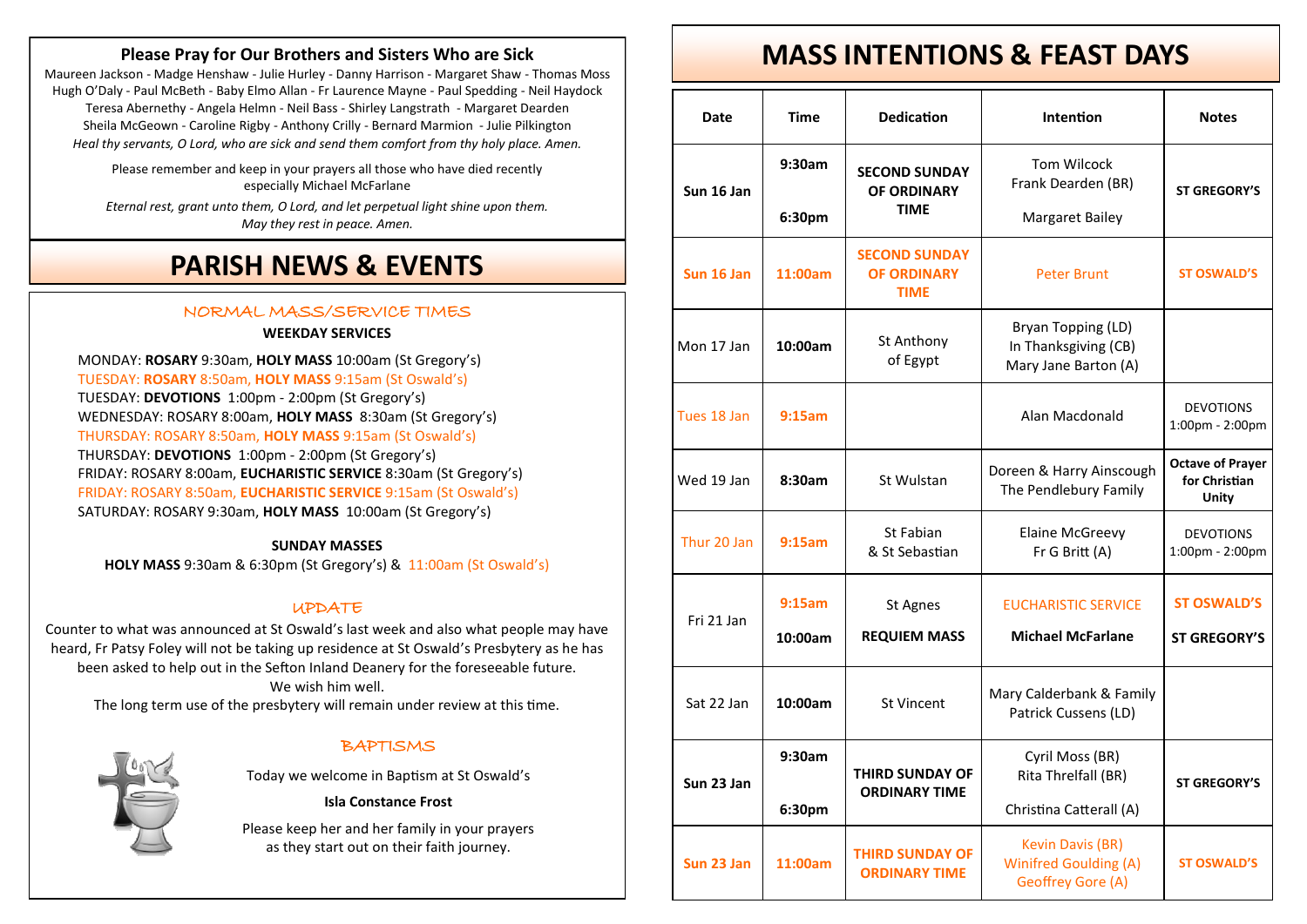## Please Pray for Our Brothers and Sisters Who are Sick

Maureen Jackson - Madge Henshaw - Julie Hurley - Danny Harrison - Margaret Shaw - Thomas Moss
Hugh O'Daly - Paul McBeth - Baby Elmo Allan - Fr Laurence Mayne - Paul Spedding - Neil Haydock
Teresa Abernethy - Angela Helmn - Neil Bass - Shirley Langstrath - Margaret Dearden
Sheila McGeown - Caroline Rigby - Anthony Crilly - Bernard Marmion - Julie Pilkington

*Heal thy servants, O Lord, who are sick and send them comfort from thy holy place. Amen.*

Please remember and keep in your prayers all those who have died recently
especially Michael McFarlane

*Eternal rest, grant unto them, O Lord, and let perpetual light shine upon them.*
*May they rest in peace. Amen.*

# PARISH NEWS & EVENTS

### NORMAL MASS/SERVICE TIMES

**WEEKDAY SERVICES**

MONDAY: **ROSARY** 9:30am, **HOLY MASS** 10:00am (St Gregory's)
TUESDAY: **ROSARY** 8:50am, **HOLY MASS** 9:15am (St Oswald's)
TUESDAY: **DEVOTIONS** 1:00pm - 2:00pm (St Gregory's)
WEDNESDAY: ROSARY 8:00am, **HOLY MASS** 8:30am (St Gregory's)
THURSDAY: ROSARY 8:50am, **HOLY MASS** 9:15am (St Oswald's)
THURSDAY: **DEVOTIONS** 1:00pm - 2:00pm (St Gregory's)
FRIDAY: ROSARY 8:00am, **EUCHARISTIC SERVICE** 8:30am (St Gregory's)
FRIDAY: ROSARY 8:50am, **EUCHARISTIC SERVICE** 9:15am (St Oswald's)
SATURDAY: ROSARY 9:30am, **HOLY MASS** 10:00am (St Gregory's)

**SUNDAY MASSES**

**HOLY MASS** 9:30am & 6:30pm (St Gregory's) & 11:00am (St Oswald's)

### UPDATE

Counter to what was announced at St Oswald's last week and also what people may have heard, Fr Patsy Foley will not be taking up residence at St Oswald's Presbytery as he has been asked to help out in the Sefton Inland Deanery for the foreseeable future.
We wish him well.
The long term use of the presbytery will remain under review at this time.

### BAPTISMS

Today we welcome in Baptism at St Oswald's

**Isla Constance Frost**

Please keep her and her family in your prayers
as they start out on their faith journey.

# MASS INTENTIONS & FEAST DAYS

| Date | Time | Dedication | Intention | Notes |
|---|---|---|---|---|
| Sun 16 Jan | 9:30am<br>6:30pm | **SECOND SUNDAY OF ORDINARY TIME** | Tom Wilcock<br>Frank Dearden (BR)<br>Margaret Bailey | **ST GREGORY'S** |
| **Sun 16 Jan** | **11:00am** | **SECOND SUNDAY OF ORDINARY TIME** | Peter Brunt | **ST OSWALD'S** |
| Mon 17 Jan | **10:00am** | St Anthony of Egypt | Bryan Topping (LD)<br>In Thanksgiving (CB)<br>Mary Jane Barton (A) | |
| Tues 18 Jan | **9:15am** | | Alan Macdonald | DEVOTIONS 1:00pm - 2:00pm |
| Wed 19 Jan | **8:30am** | St Wulstan | Doreen & Harry Ainscough<br>The Pendlebury Family | **Octave of Prayer for Christian Unity** |
| Thur 20 Jan | **9:15am** | St Fabian & St Sebastian | Elaine McGreevy<br>Fr G Britt (A) | DEVOTIONS 1:00pm - 2:00pm |
| Fri 21 Jan | **9:15am**<br>**10:00am** | St Agnes<br>**REQUIEM MASS** | EUCHARISTIC SERVICE<br>**Michael McFarlane** | **ST OSWALD'S**<br>**ST GREGORY'S** |
| Sat 22 Jan | **10:00am** | St Vincent | Mary Calderbank & Family<br>Patrick Cussens (LD) | |
| **Sun 23 Jan** | **9:30am**<br>**6:30pm** | **THIRD SUNDAY OF ORDINARY TIME** | Cyril Moss (BR)<br>Rita Threlfall (BR)<br>Christina Catterall (A) | **ST GREGORY'S** |
| **Sun 23 Jan** | **11:00am** | **THIRD SUNDAY OF ORDINARY TIME** | Kevin Davis (BR)<br>Winifred Goulding (A)<br>Geoffrey Gore (A) | **ST OSWALD'S** |